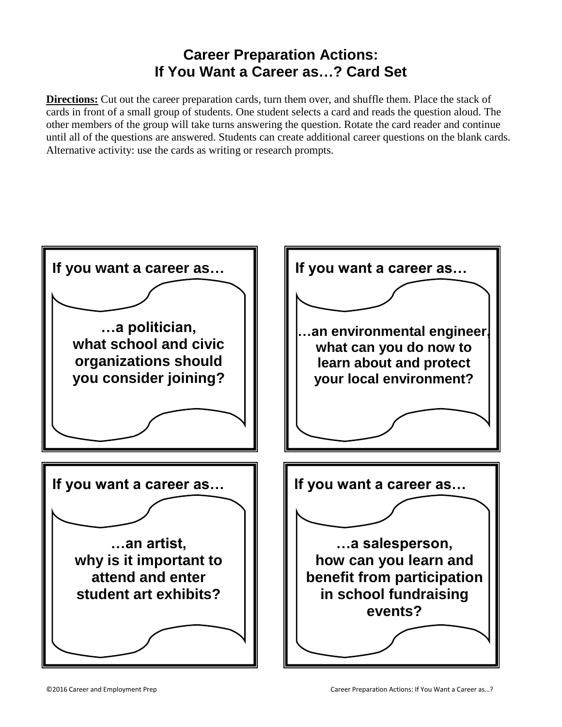# Career Preparation Actions:
# If You Want a Career as…? Card Set

**Directions:** Cut out the career preparation cards, turn them over, and shuffle them. Place the stack of cards in front of a small group of students. One student selects a card and reads the question aloud. The other members of the group will take turns answering the question. Rotate the card reader and continue until all of the questions are answered. Students can create additional career questions on the blank cards. Alternative activity: use the cards as writing or research prompts.

**If you want a career as…**

**…a politician, what school and civic organizations should you consider joining?**

**If you want a career as…**

**…an environmental engineer, what can you do now to learn about and protect your local environment?**

**If you want a career as…**

**…an artist, why is it important to attend and enter student art exhibits?**

**If you want a career as…**

**…a salesperson, how can you learn and benefit from participation in school fundraising events?**

©2016 Career and Employment Prep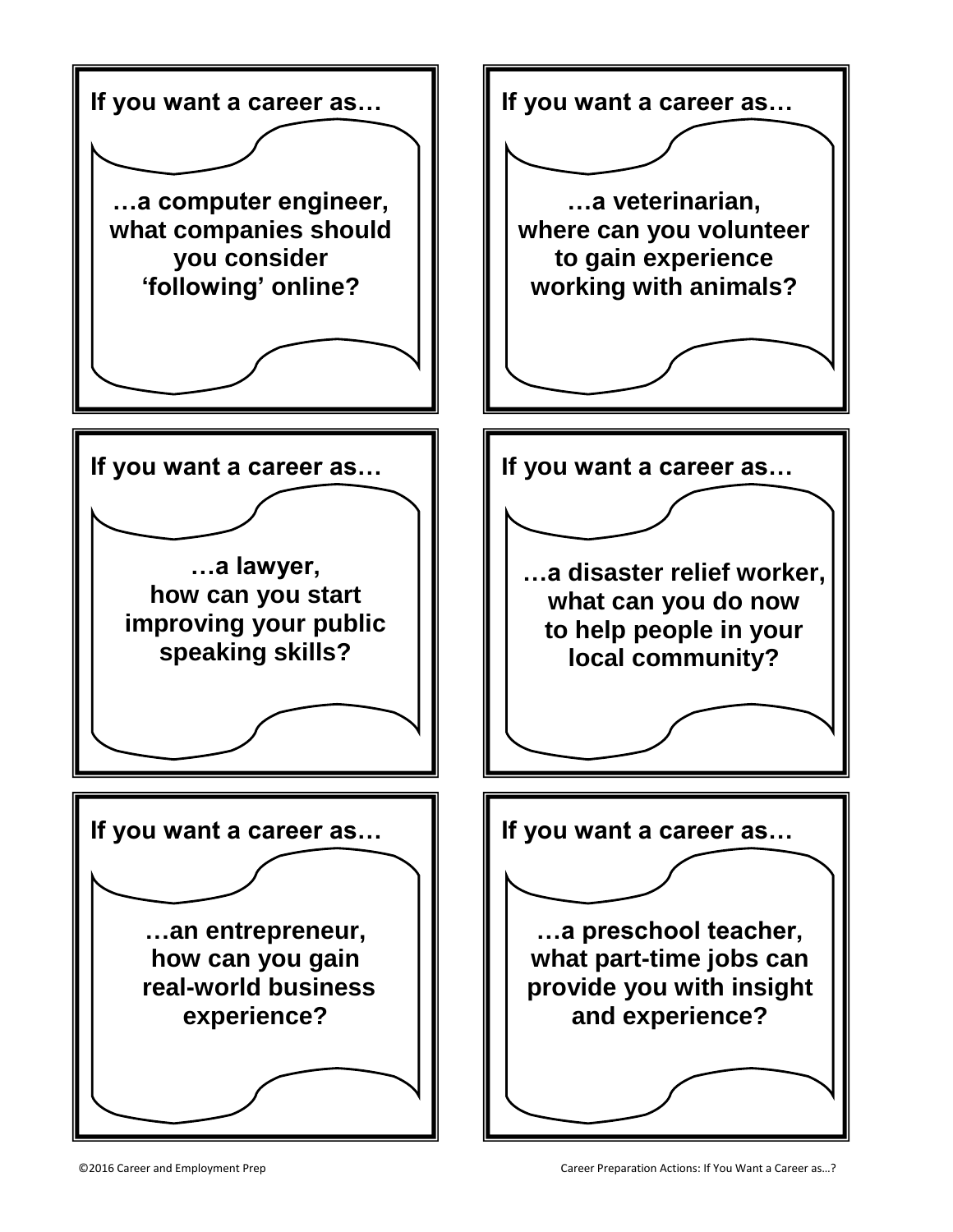**If you want a career as…**

**…a computer engineer, what companies should you consider 'following' online?**

**If you want a career as…**

**…a veterinarian, where can you volunteer to gain experience working with animals?**

**If you want a career as…**

**…a lawyer, how can you start improving your public speaking skills?**

**If you want a career as…**

**…a disaster relief worker, what can you do now to help people in your local community?**

**If you want a career as…**

**…an entrepreneur, how can you gain real-world business experience?**

**If you want a career as…**

**…a preschool teacher, what part-time jobs can provide you with insight and experience?**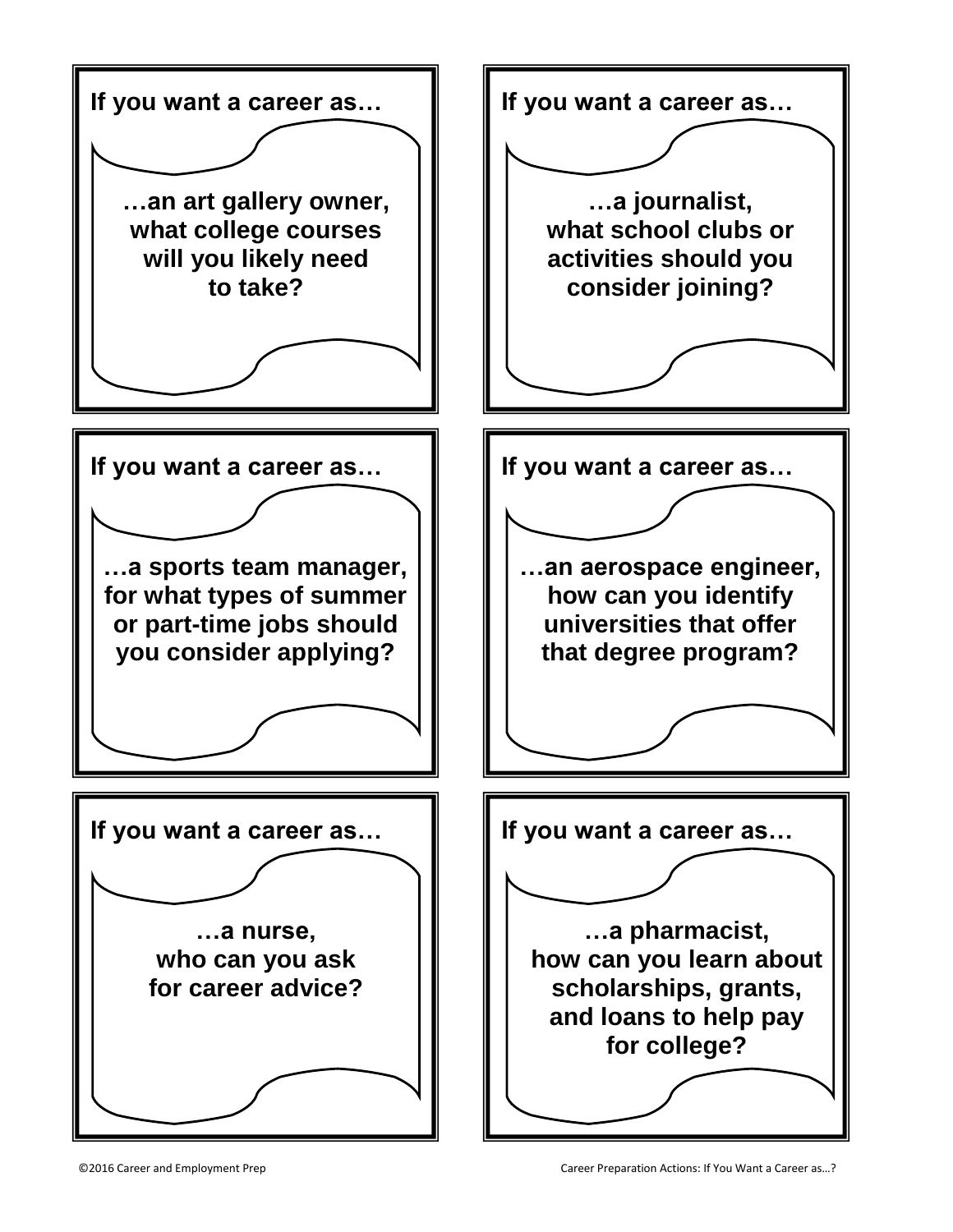**If you want a career as…**

**…an art gallery owner, what college courses will you likely need to take?**

**If you want a career as…**

**…a journalist, what school clubs or activities should you consider joining?**

**If you want a career as…**

**…a sports team manager, for what types of summer or part-time jobs should you consider applying?**

**If you want a career as…**

**…an aerospace engineer, how can you identify universities that offer that degree program?**

**If you want a career as…**

**…a nurse, who can you ask for career advice?**

**If you want a career as…**

**…a pharmacist, how can you learn about scholarships, grants, and loans to help pay for college?**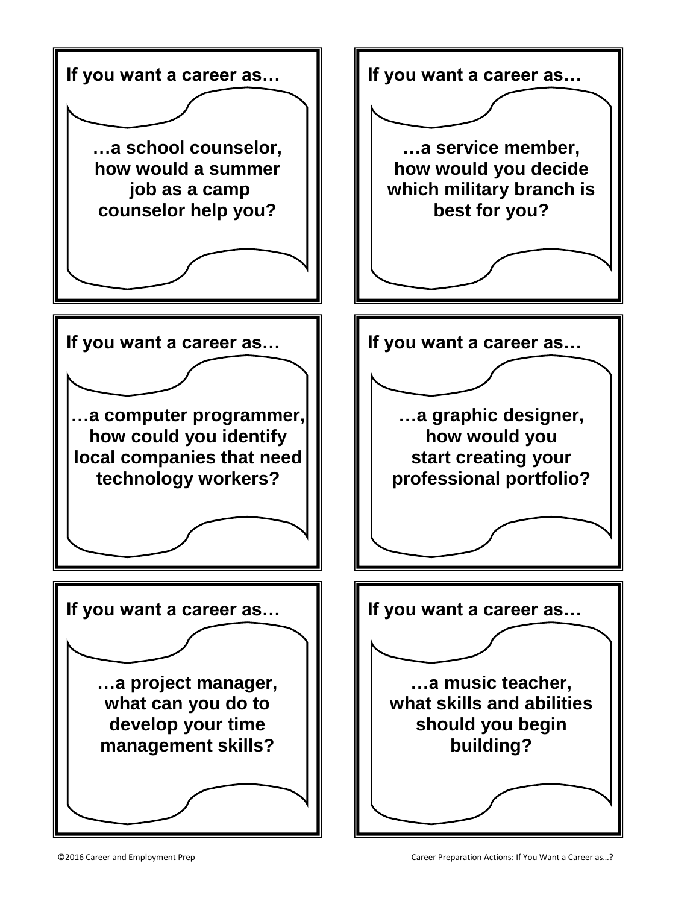**If you want a career as…**

**…a school counselor, how would a summer job as a camp counselor help you?**

**If you want a career as…**

**…a service member, how would you decide which military branch is best for you?**

**If you want a career as…**

**…a computer programmer, how could you identify local companies that need technology workers?**

**If you want a career as…**

**…a graphic designer, how would you start creating your professional portfolio?**

**If you want a career as…**

**…a project manager, what can you do to develop your time management skills?**

**If you want a career as…**

**…a music teacher, what skills and abilities should you begin building?**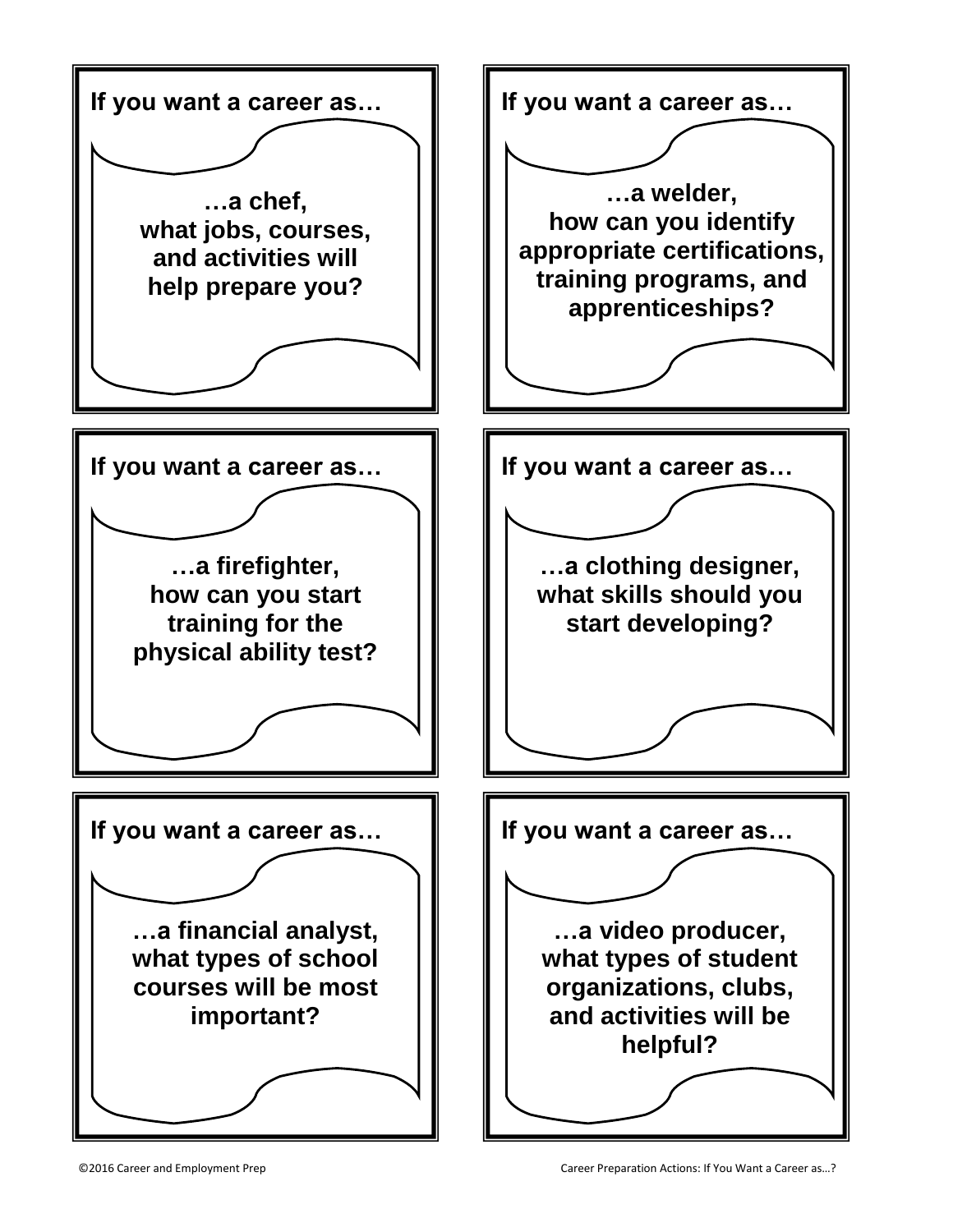**If you want a career as…**

**…a chef,
what jobs, courses, and activities will help prepare you?**

---

**If you want a career as…**

**…a welder,
how can you identify appropriate certifications, training programs, and apprenticeships?**

---

**If you want a career as…**

**…a firefighter,
how can you start training for the physical ability test?**

---

**If you want a career as…**

**…a clothing designer,
what skills should you start developing?**

---

**If you want a career as…**

**…a financial analyst,
what types of school courses will be most important?**

---

**If you want a career as…**

**…a video producer,
what types of student organizations, clubs, and activities will be helpful?**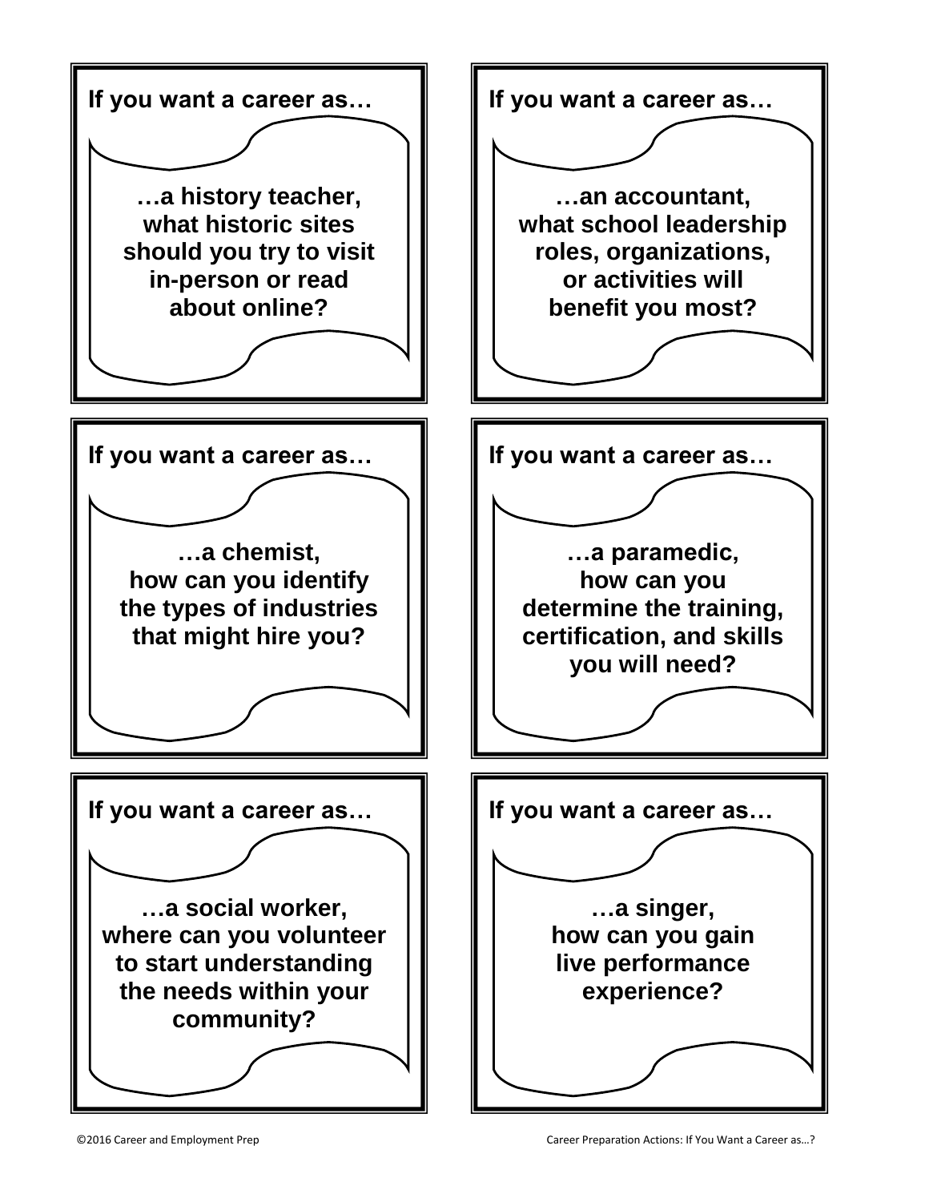**If you want a career as…**

…a history teacher,
what historic sites
should you try to visit
in-person or read
about online?

**If you want a career as…**

…an accountant,
what school leadership
roles, organizations,
or activities will
benefit you most?

**If you want a career as…**

…a chemist,
how can you identify
the types of industries
that might hire you?

**If you want a career as…**

…a paramedic,
how can you
determine the training,
certification, and skills
you will need?

**If you want a career as…**

…a social worker,
where can you volunteer
to start understanding
the needs within your
community?

**If you want a career as…**

…a singer,
how can you gain
live performance
experience?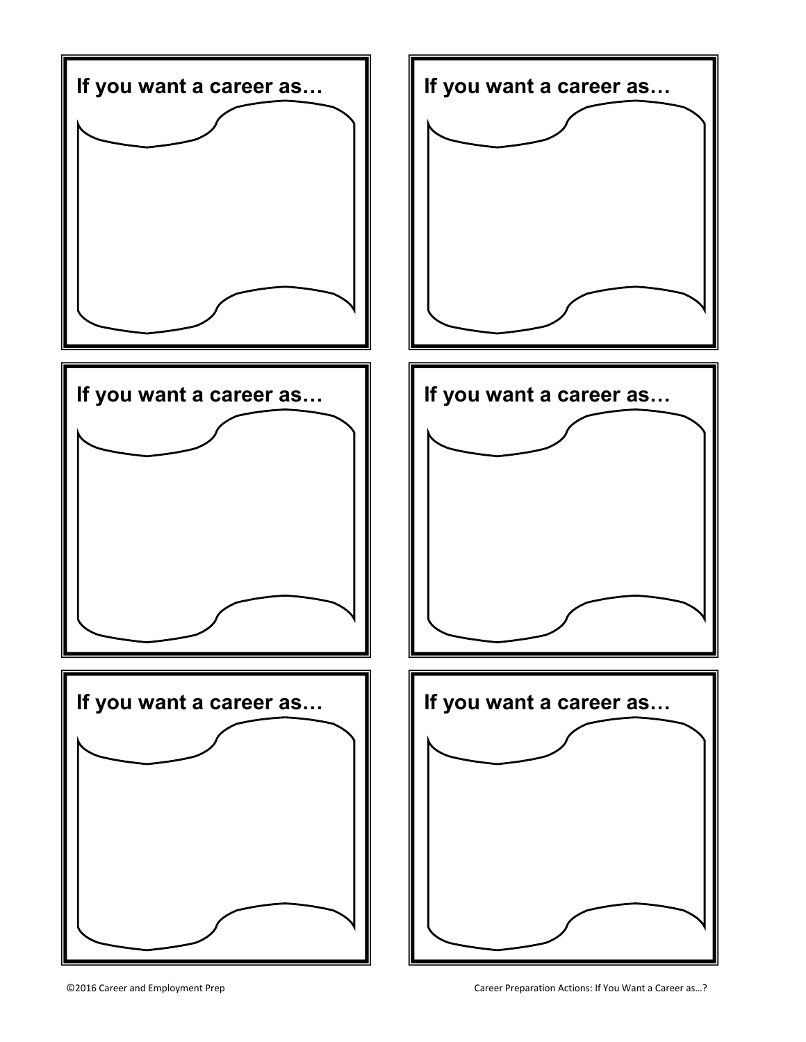**If you want a career as…**

**If you want a career as…**

**If you want a career as…**

**If you want a career as…**

**If you want a career as…**

**If you want a career as…**